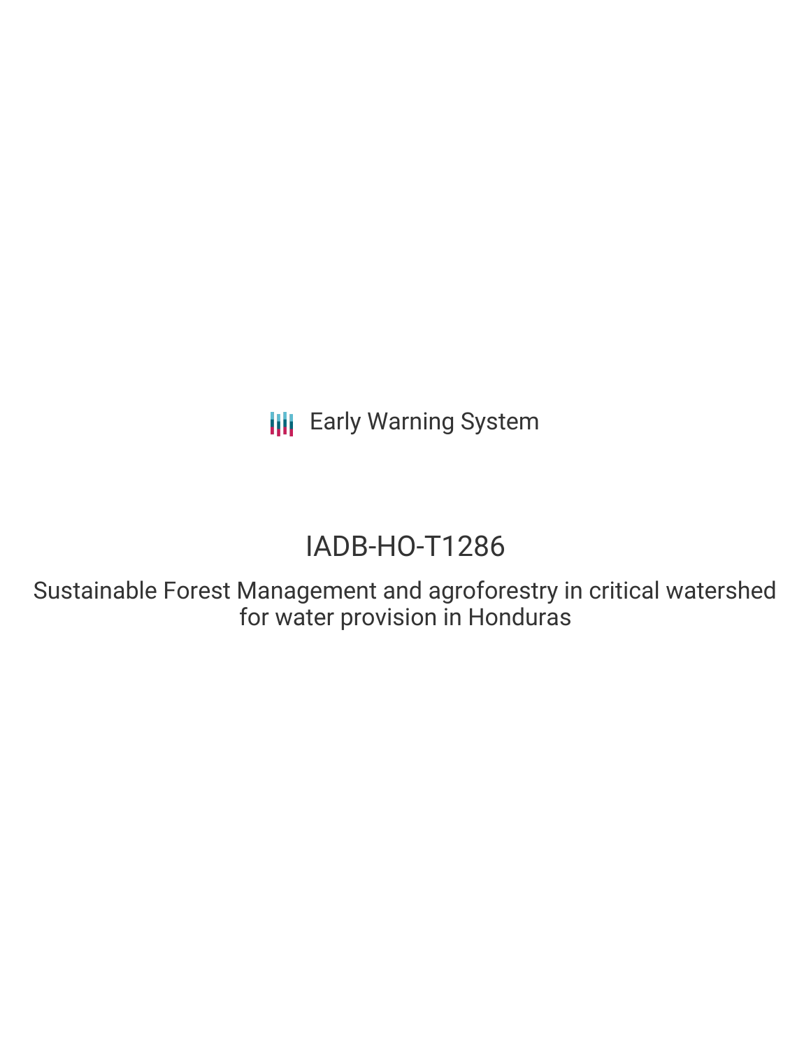Early Warning System

# IADB-HO-T1286

## Sustainable Forest Management and agroforestry in critical watershed for water provision in Honduras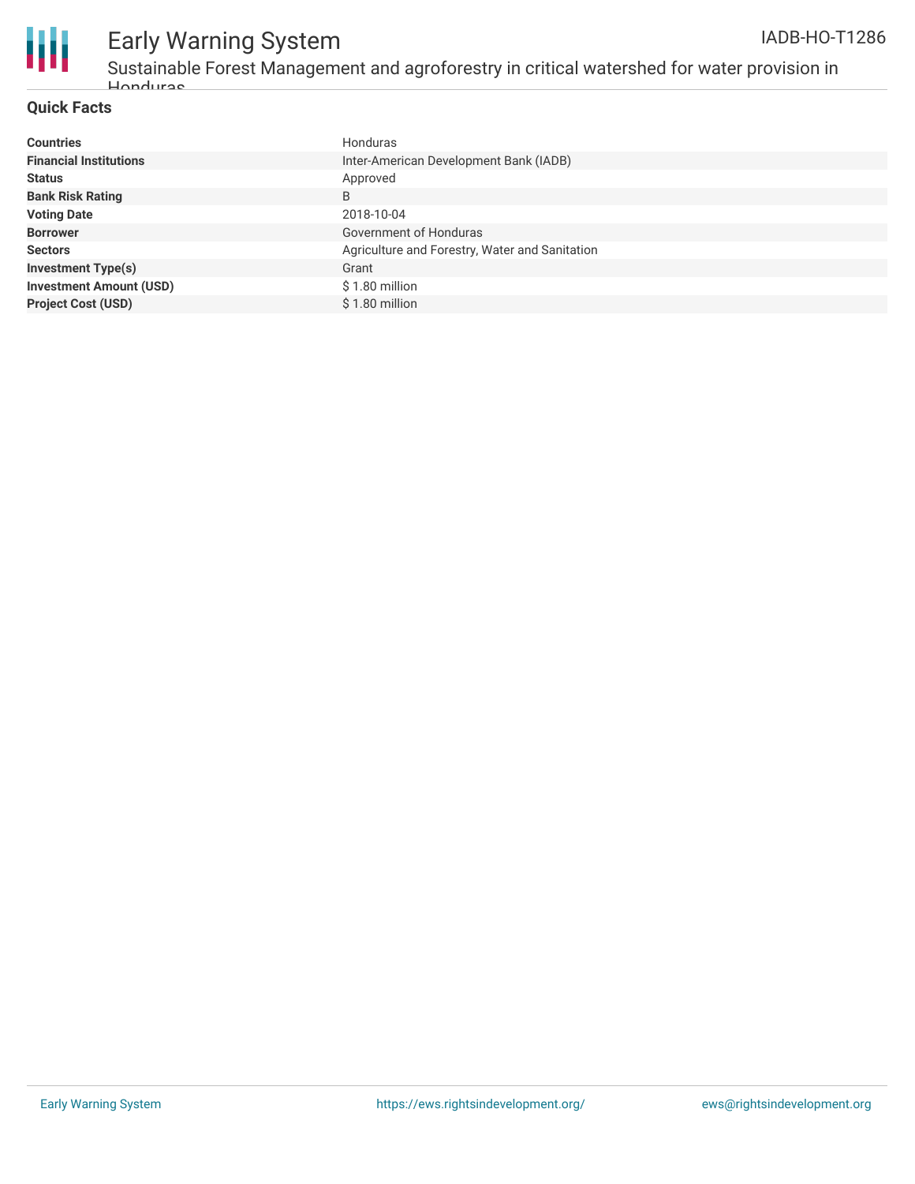## Quick Facts

| | |
|---|---|
| **Countries** | Honduras |
| **Financial Institutions** | Inter-American Development Bank (IADB) |
| **Status** | Approved |
| **Bank Risk Rating** | B |
| **Voting Date** | 2018-10-04 |
| **Borrower** | Government of Honduras |
| **Sectors** | Agriculture and Forestry, Water and Sanitation |
| **Investment Type(s)** | Grant |
| **Investment Amount (USD)** | $ 1.80 million |
| **Project Cost (USD)** | $ 1.80 million |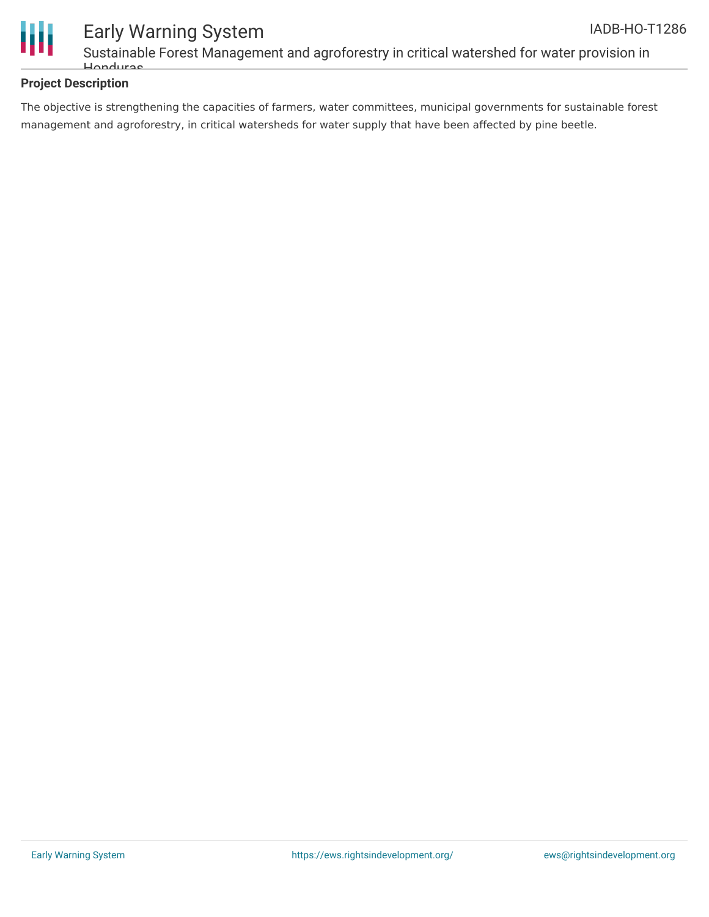## Project Description

The objective is strengthening the capacities of farmers, water committees, municipal governments for sustainable forest management and agroforestry, in critical watersheds for water supply that have been affected by pine beetle.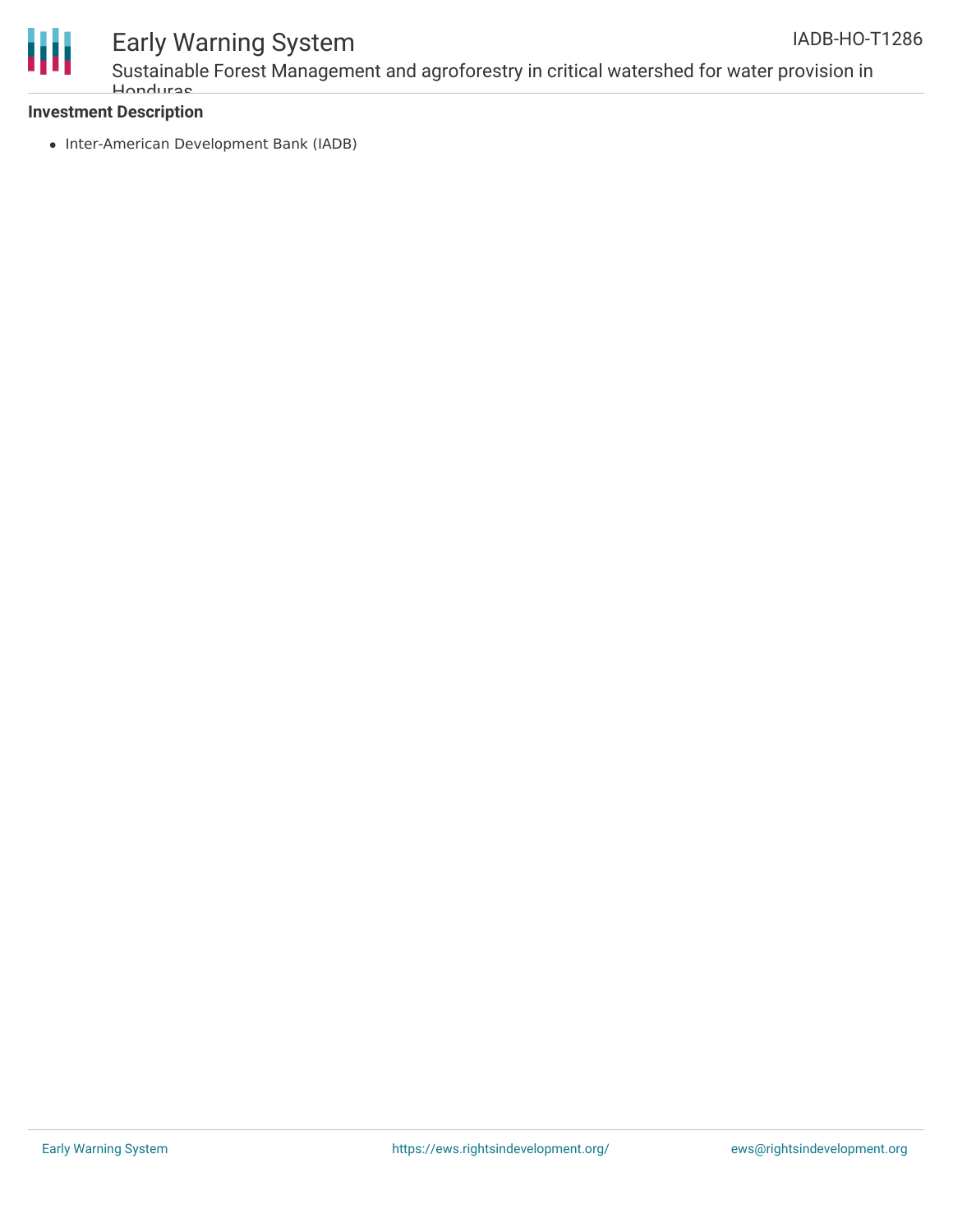### Investment Description

- Inter-American Development Bank (IADB)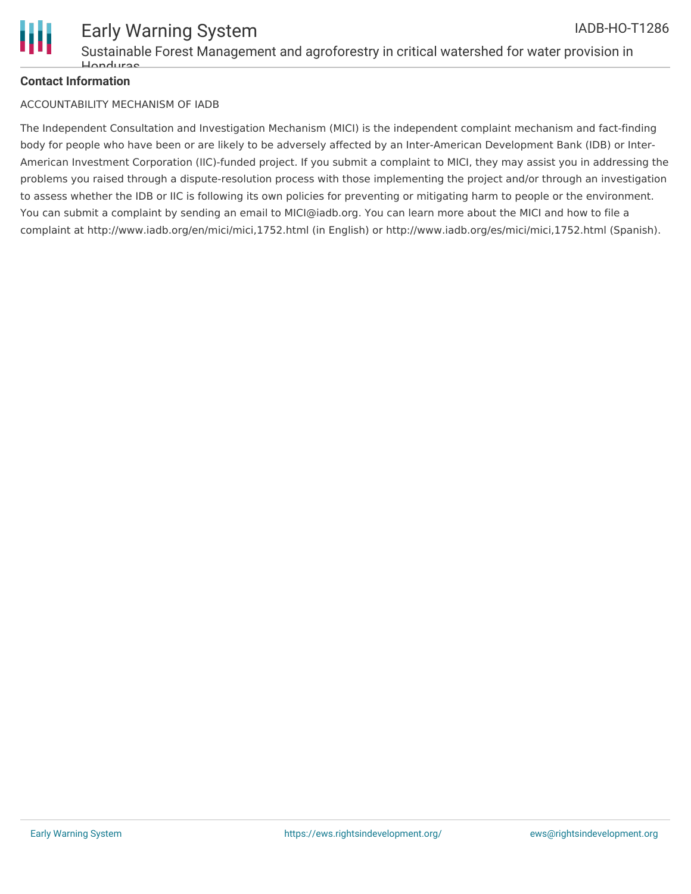**Contact Information**

ACCOUNTABILITY MECHANISM OF IADB

The Independent Consultation and Investigation Mechanism (MICI) is the independent complaint mechanism and fact-finding body for people who have been or are likely to be adversely affected by an Inter-American Development Bank (IDB) or Inter-American Investment Corporation (IIC)-funded project. If you submit a complaint to MICI, they may assist you in addressing the problems you raised through a dispute-resolution process with those implementing the project and/or through an investigation to assess whether the IDB or IIC is following its own policies for preventing or mitigating harm to people or the environment. You can submit a complaint by sending an email to MICI@iadb.org. You can learn more about the MICI and how to file a complaint at http://www.iadb.org/en/mici/mici,1752.html (in English) or http://www.iadb.org/es/mici/mici,1752.html (Spanish).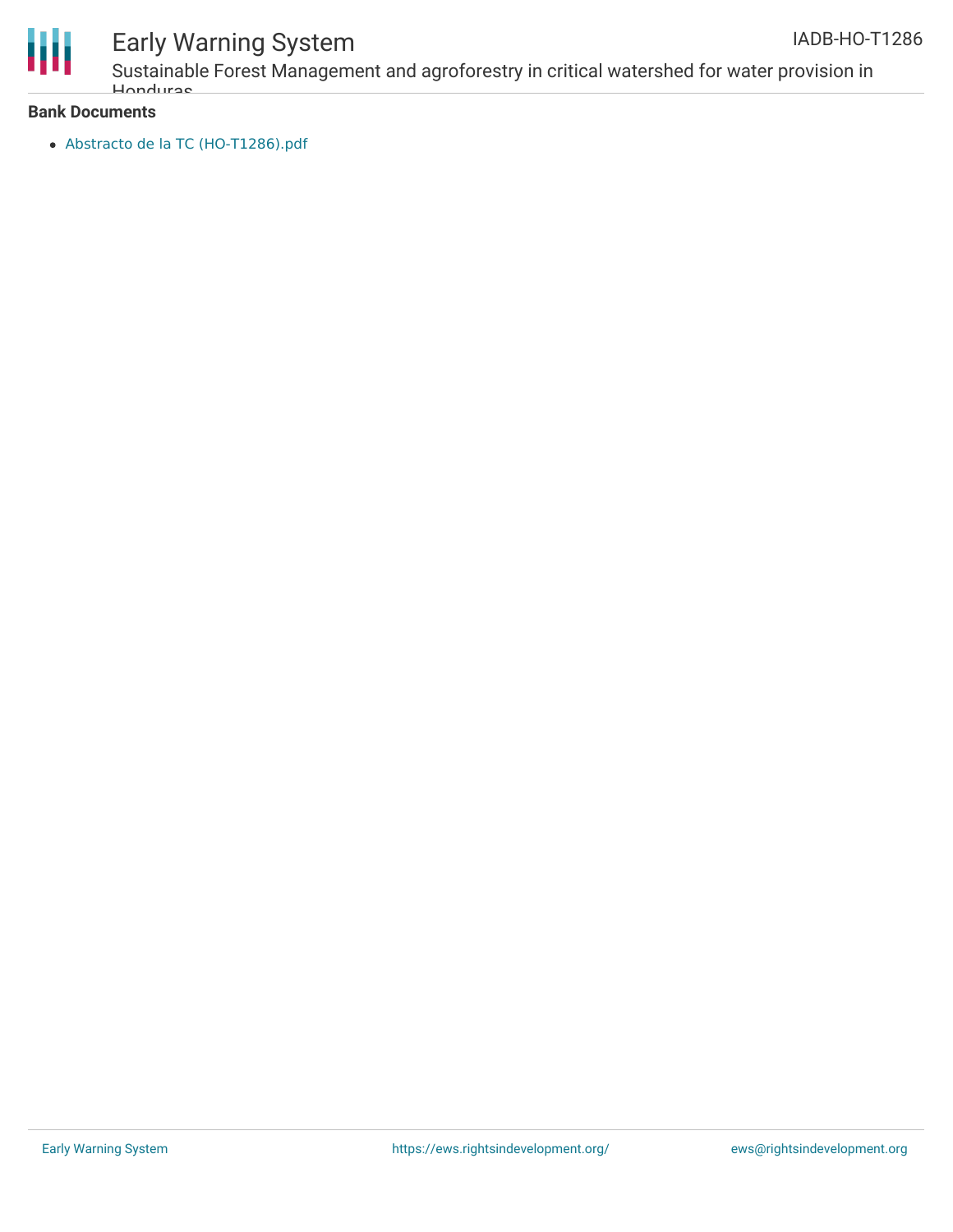**Bank Documents**

- Abstracto de la TC (HO-T1286).pdf